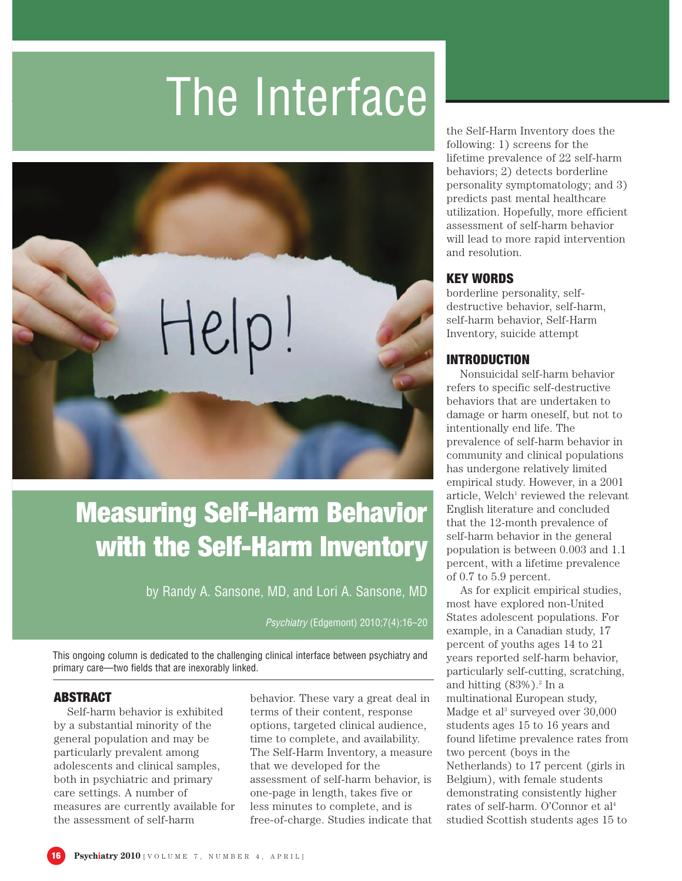# The Interface

# Measuring Self-Harm Behavior with the Self-Harm Inventory

by Randy A. Sansone, MD, and Lori A. Sansone, MD

*Psychiatry* (Edgemont) 2010;7(4):16–20

This ongoing column is dedicated to the challenging clinical interface between psychiatry and primary care—two fields that are inexorably linked.

## ABSTRACT

Self-harm behavior is exhibited by a substantial minority of the general population and may be particularly prevalent among adolescents and clinical samples, both in psychiatric and primary care settings. A number of measures are currently available for the assessment of self-harm behavior. These vary a great deal in terms of their content, response options, targeted clinical audience, time to complete, and availability. The Self-Harm Inventory, a measure that we developed for the assessment of self-harm behavior, is one-page in length, takes five or less minutes to complete, and is free-of-charge. Studies indicate that the Self-Harm Inventory does the following: 1) screens for the lifetime prevalence of 22 self-harm behaviors; 2) detects borderline personality symptomatology; and 3) predicts past mental healthcare utilization. Hopefully, more efficient assessment of self-harm behavior will lead to more rapid intervention and resolution.

## KEY WORDS

borderline personality, self-destructive behavior, self-harm, self-harm behavior, Self-Harm Inventory, suicide attempt

## INTRODUCTION

Nonsuicidal self-harm behavior refers to specific self-destructive behaviors that are undertaken to damage or harm oneself, but not to intentionally end life. The prevalence of self-harm behavior in community and clinical populations has undergone relatively limited empirical study. However, in a 2001 article, Welch[1] reviewed the relevant English literature and concluded that the 12-month prevalence of self-harm behavior in the general population is between 0.003 and 1.1 percent, with a lifetime prevalence of 0.7 to 5.9 percent.

As for explicit empirical studies, most have explored non-United States adolescent populations. For example, in a Canadian study, 17 percent of youths ages 14 to 21 years reported self-harm behavior, particularly self-cutting, scratching, and hitting (83%).[2] In a multinational European study, Madge et al[3] surveyed over 30,000 students ages 15 to 16 years and found lifetime prevalence rates from two percent (boys in the Netherlands) to 17 percent (girls in Belgium), with female students demonstrating consistently higher rates of self-harm. O'Connor et al[4] studied Scottish students ages 15 to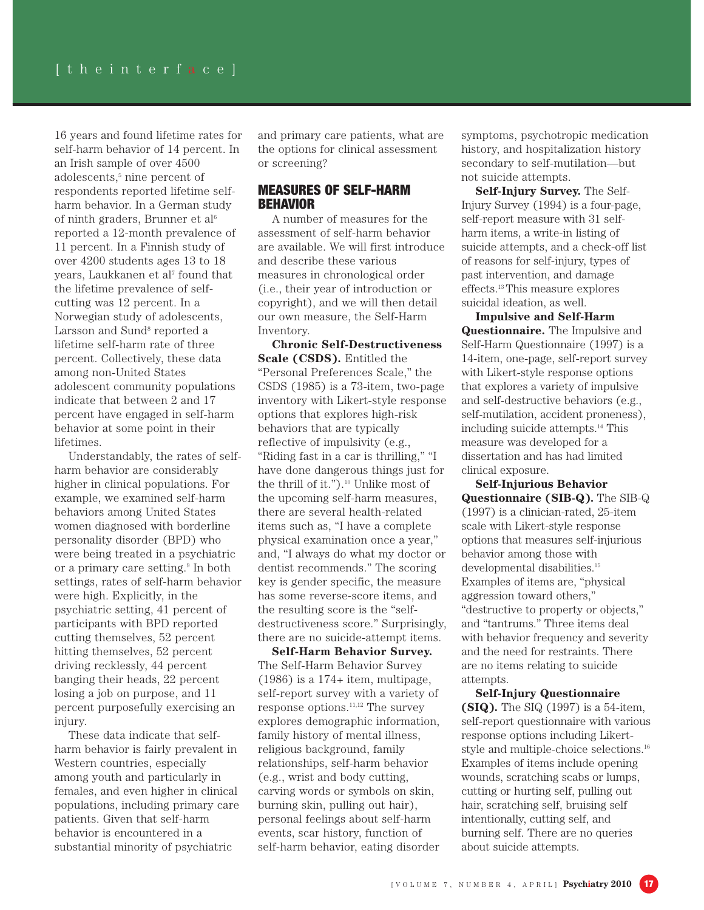16 years and found lifetime rates for self-harm behavior of 14 percent. In an Irish sample of over 4500 adolescents,[5] nine percent of respondents reported lifetime self-harm behavior. In a German study of ninth graders, Brunner et al[6] reported a 12-month prevalence of 11 percent. In a Finnish study of over 4200 students ages 13 to 18 years, Laukkanen et al[7] found that the lifetime prevalence of self-cutting was 12 percent. In a Norwegian study of adolescents, Larsson and Sund[8] reported a lifetime self-harm rate of three percent. Collectively, these data among non-United States adolescent community populations indicate that between 2 and 17 percent have engaged in self-harm behavior at some point in their lifetimes.

Understandably, the rates of self-harm behavior are considerably higher in clinical populations. For example, we examined self-harm behaviors among United States women diagnosed with borderline personality disorder (BPD) who were being treated in a psychiatric or a primary care setting.[9] In both settings, rates of self-harm behavior were high. Explicitly, in the psychiatric setting, 41 percent of participants with BPD reported cutting themselves, 52 percent hitting themselves, 52 percent driving recklessly, 44 percent banging their heads, 22 percent losing a job on purpose, and 11 percent purposefully exercising an injury.

These data indicate that self-harm behavior is fairly prevalent in Western countries, especially among youth and particularly in females, and even higher in clinical populations, including primary care patients. Given that self-harm behavior is encountered in a substantial minority of psychiatric and primary care patients, what are the options for clinical assessment or screening?

## MEASURES OF SELF-HARM BEHAVIOR

A number of measures for the assessment of self-harm behavior are available. We will first introduce and describe these various measures in chronological order (i.e., their year of introduction or copyright), and we will then detail our own measure, the Self-Harm Inventory.

**Chronic Self-Destructiveness Scale (CSDS).** Entitled the "Personal Preferences Scale," the CSDS (1985) is a 73-item, two-page inventory with Likert-style response options that explores high-risk behaviors that are typically reflective of impulsivity (e.g., "Riding fast in a car is thrilling," "I have done dangerous things just for the thrill of it.").[10] Unlike most of the upcoming self-harm measures, there are several health-related items such as, "I have a complete physical examination once a year," and, "I always do what my doctor or dentist recommends." The scoring key is gender specific, the measure has some reverse-score items, and the resulting score is the "self-destructiveness score." Surprisingly, there are no suicide-attempt items.

**Self-Harm Behavior Survey.** The Self-Harm Behavior Survey (1986) is a 174+ item, multipage, self-report survey with a variety of response options.[11,12] The survey explores demographic information, family history of mental illness, religious background, family relationships, self-harm behavior (e.g., wrist and body cutting, carving words or symbols on skin, burning skin, pulling out hair), personal feelings about self-harm events, scar history, function of self-harm behavior, eating disorder symptoms, psychotropic medication history, and hospitalization history secondary to self-mutilation—but not suicide attempts.

**Self-Injury Survey.** The Self-Injury Survey (1994) is a four-page, self-report measure with 31 self-harm items, a write-in listing of suicide attempts, and a check-off list of reasons for self-injury, types of past intervention, and damage effects.[13] This measure explores suicidal ideation, as well.

**Impulsive and Self-Harm Questionnaire.** The Impulsive and Self-Harm Questionnaire (1997) is a 14-item, one-page, self-report survey with Likert-style response options that explores a variety of impulsive and self-destructive behaviors (e.g., self-mutilation, accident proneness), including suicide attempts.[14] This measure was developed for a dissertation and has had limited clinical exposure.

**Self-Injurious Behavior Questionnaire (SIB-Q).** The SIB-Q (1997) is a clinician-rated, 25-item scale with Likert-style response options that measures self-injurious behavior among those with developmental disabilities.[15] Examples of items are, "physical aggression toward others," "destructive to property or objects," and "tantrums." Three items deal with behavior frequency and severity and the need for restraints. There are no items relating to suicide attempts.

**Self-Injury Questionnaire (SIQ).** The SIQ (1997) is a 54-item, self-report questionnaire with various response options including Likert-style and multiple-choice selections.[16] Examples of items include opening wounds, scratching scabs or lumps, cutting or hurting self, pulling out hair, scratching self, bruising self intentionally, cutting self, and burning self. There are no queries about suicide attempts.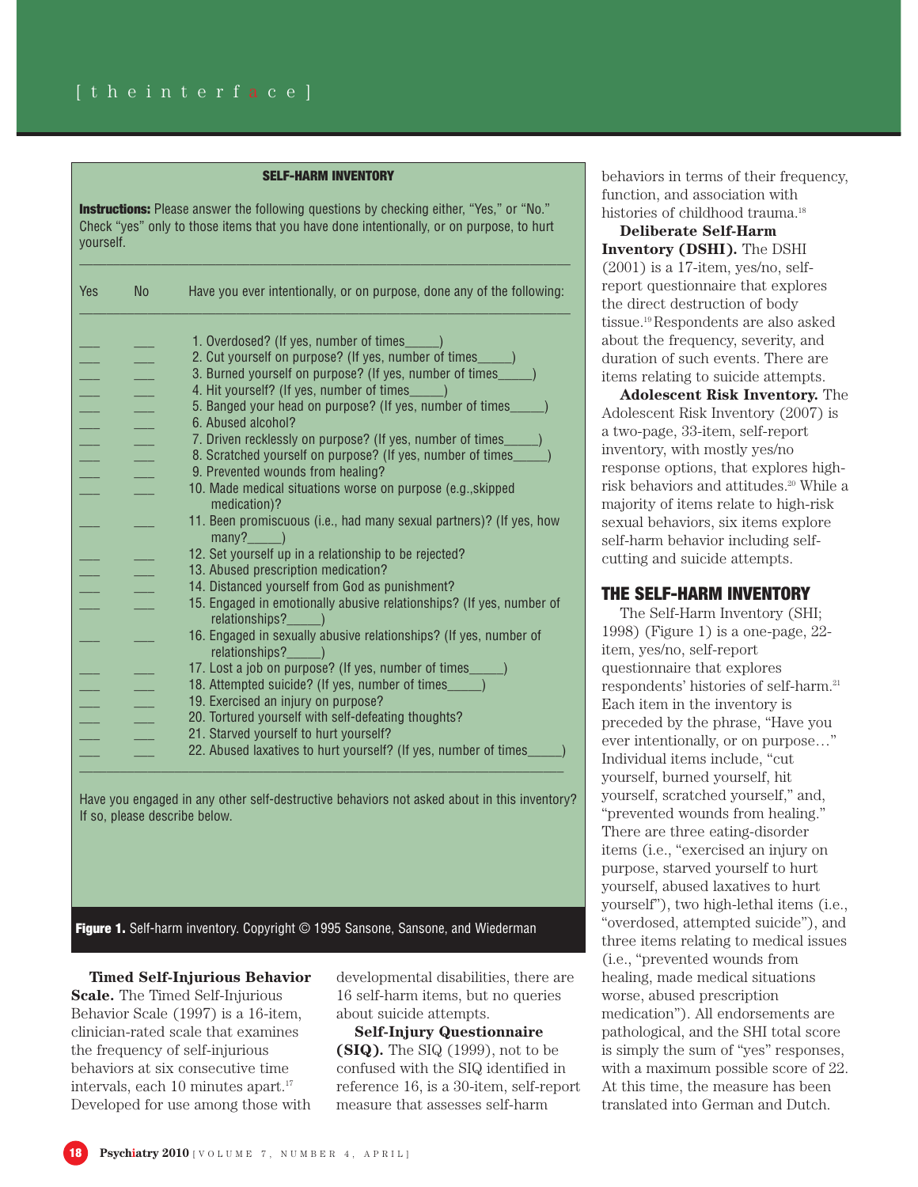**SELF-HARM INVENTORY**

**Instructions:** Please answer the following questions by checking either, "Yes," or "No." Check "yes" only to those items that you have done intentionally, or on purpose, to hurt yourself.

| Yes | No | Have you ever intentionally, or on purpose, done any of the following: |
|---|---|---|
| ___ | ___ | 1. Overdosed? (If yes, number of times_____) |
| ___ | ___ | 2. Cut yourself on purpose? (If yes, number of times_____) |
| ___ | ___ | 3. Burned yourself on purpose? (If yes, number of times_____) |
| ___ | ___ | 4. Hit yourself? (If yes, number of times_____) |
| ___ | ___ | 5. Banged your head on purpose? (If yes, number of times_____) |
| ___ | ___ | 6. Abused alcohol? |
| ___ | ___ | 7. Driven recklessly on purpose? (If yes, number of times_____) |
| ___ | ___ | 8. Scratched yourself on purpose? (If yes, number of times_____) |
| ___ | ___ | 9. Prevented wounds from healing? |
| ___ | ___ | 10. Made medical situations worse on purpose (e.g.,skipped medication)? |
| ___ | ___ | 11. Been promiscuous (i.e., had many sexual partners)? (If yes, how many?_____) |
| ___ | ___ | 12. Set yourself up in a relationship to be rejected? |
| ___ | ___ | 13. Abused prescription medication? |
| ___ | ___ | 14. Distanced yourself from God as punishment? |
| ___ | ___ | 15. Engaged in emotionally abusive relationships? (If yes, number of relationships?_____) |
| ___ | ___ | 16. Engaged in sexually abusive relationships? (If yes, number of relationships?_____) |
| ___ | ___ | 17. Lost a job on purpose? (If yes, number of times_____) |
| ___ | ___ | 18. Attempted suicide? (If yes, number of times_____) |
| ___ | ___ | 19. Exercised an injury on purpose? |
| ___ | ___ | 20. Tortured yourself with self-defeating thoughts? |
| ___ | ___ | 21. Starved yourself to hurt yourself? |
| ___ | ___ | 22. Abused laxatives to hurt yourself? (If yes, number of times_____) |

Have you engaged in any other self-destructive behaviors not asked about in this inventory? If so, please describe below.

**Figure 1.** Self-harm inventory. Copyright © 1995 Sansone, Sansone, and Wiederman

**Timed Self-Injurious Behavior Scale.** The Timed Self-Injurious Behavior Scale (1997) is a 16-item, clinician-rated scale that examines the frequency of self-injurious behaviors at six consecutive time intervals, each 10 minutes apart.[17] Developed for use among those with developmental disabilities, there are 16 self-harm items, but no queries about suicide attempts.

**Self-Injury Questionnaire (SIQ).** The SIQ (1999), not to be confused with the SIQ identified in reference 16, is a 30-item, self-report measure that assesses self-harm behaviors in terms of their frequency, function, and association with histories of childhood trauma.[18]

**Deliberate Self-Harm Inventory (DSHI).** The DSHI (2001) is a 17-item, yes/no, self-report questionnaire that explores the direct destruction of body tissue.[19] Respondents are also asked about the frequency, severity, and duration of such events. There are items relating to suicide attempts.

**Adolescent Risk Inventory.** The Adolescent Risk Inventory (2007) is a two-page, 33-item, self-report inventory, with mostly yes/no response options, that explores high-risk behaviors and attitudes.[20] While a majority of items relate to high-risk sexual behaviors, six items explore self-harm behavior including self-cutting and suicide attempts.

## THE SELF-HARM INVENTORY

The Self-Harm Inventory (SHI; 1998) (Figure 1) is a one-page, 22-item, yes/no, self-report questionnaire that explores respondents' histories of self-harm.[21] Each item in the inventory is preceded by the phrase, "Have you ever intentionally, or on purpose…" Individual items include, "cut yourself, burned yourself, hit yourself, scratched yourself," and, "prevented wounds from healing." There are three eating-disorder items (i.e., "exercised an injury on purpose, starved yourself to hurt yourself, abused laxatives to hurt yourself"), two high-lethal items (i.e., "overdosed, attempted suicide"), and three items relating to medical issues (i.e., "prevented wounds from healing, made medical situations worse, abused prescription medication"). All endorsements are pathological, and the SHI total score is simply the sum of "yes" responses, with a maximum possible score of 22. At this time, the measure has been translated into German and Dutch.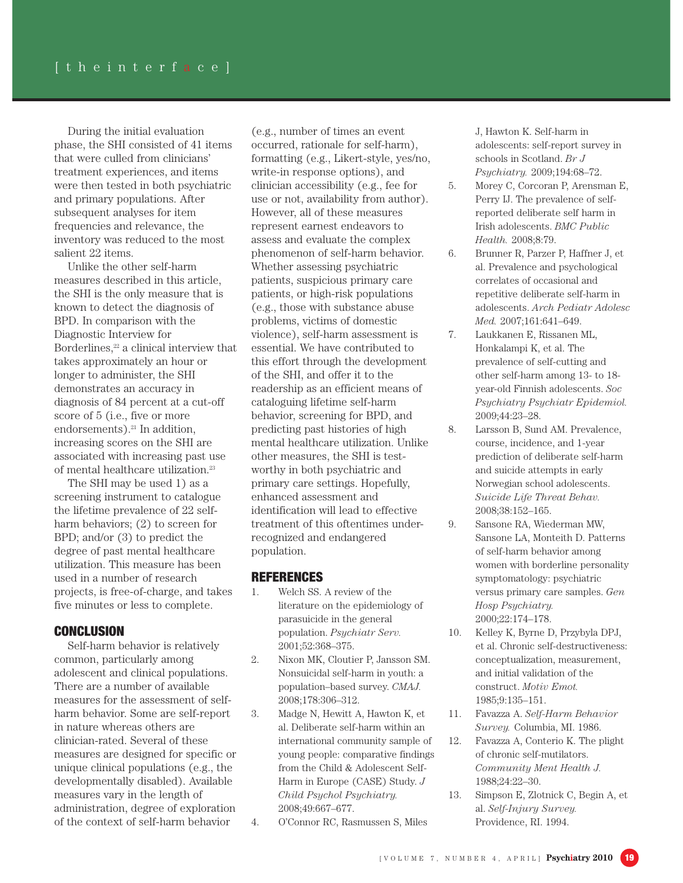During the initial evaluation phase, the SHI consisted of 41 items that were culled from clinicians' treatment experiences, and items were then tested in both psychiatric and primary populations. After subsequent analyses for item frequencies and relevance, the inventory was reduced to the most salient 22 items.

Unlike the other self-harm measures described in this article, the SHI is the only measure that is known to detect the diagnosis of BPD. In comparison with the Diagnostic Interview for Borderlines,[22] a clinical interview that takes approximately an hour or longer to administer, the SHI demonstrates an accuracy in diagnosis of 84 percent at a cut-off score of 5 (i.e., five or more endorsements).[21] In addition, increasing scores on the SHI are associated with increasing past use of mental healthcare utilization.[23]

The SHI may be used 1) as a screening instrument to catalogue the lifetime prevalence of 22 self-harm behaviors; (2) to screen for BPD; and/or (3) to predict the degree of past mental healthcare utilization. This measure has been used in a number of research projects, is free-of-charge, and takes five minutes or less to complete.

## CONCLUSION

Self-harm behavior is relatively common, particularly among adolescent and clinical populations. There are a number of available measures for the assessment of self-harm behavior. Some are self-report in nature whereas others are clinician-rated. Several of these measures are designed for specific or unique clinical populations (e.g., the developmentally disabled). Available measures vary in the length of administration, degree of exploration of the context of self-harm behavior (e.g., number of times an event occurred, rationale for self-harm), formatting (e.g., Likert-style, yes/no, write-in response options), and clinician accessibility (e.g., fee for use or not, availability from author). However, all of these measures represent earnest endeavors to assess and evaluate the complex phenomenon of self-harm behavior. Whether assessing psychiatric patients, suspicious primary care patients, or high-risk populations (e.g., those with substance abuse problems, victims of domestic violence), self-harm assessment is essential. We have contributed to this effort through the development of the SHI, and offer it to the readership as an efficient means of cataloguing lifetime self-harm behavior, screening for BPD, and predicting past histories of high mental healthcare utilization. Unlike other measures, the SHI is test-worthy in both psychiatric and primary care settings. Hopefully, enhanced assessment and identification will lead to effective treatment of this oftentimes under-recognized and endangered population.

## REFERENCES

1. Welch SS. A review of the literature on the epidemiology of parasuicide in the general population. *Psychiatr Serv.* 2001;52:368–375.
2. Nixon MK, Cloutier P, Jansson SM. Nonsuicidal self-harm in youth: a population–based survey. *CMAJ.* 2008;178:306–312.
3. Madge N, Hewitt A, Hawton K, et al. Deliberate self-harm within an international community sample of young people: comparative findings from the Child & Adolescent Self-Harm in Europe (CASE) Study. *J Child Psychol Psychiatry.* 2008;49:667–677.
4. O'Connor RC, Rasmussen S, Miles J, Hawton K. Self-harm in adolescents: self-report survey in schools in Scotland. *Br J Psychiatry.* 2009;194:68–72.
5. Morey C, Corcoran P, Arensman E, Perry IJ. The prevalence of self-reported deliberate self harm in Irish adolescents. *BMC Public Health.* 2008;8:79.
6. Brunner R, Parzer P, Haffner J, et al. Prevalence and psychological correlates of occasional and repetitive deliberate self-harm in adolescents. *Arch Pediatr Adolesc Med.* 2007;161:641–649.
7. Laukkanen E, Rissanen ML, Honkalampi K, et al. The prevalence of self-cutting and other self-harm among 13- to 18-year-old Finnish adolescents. *Soc Psychiatry Psychiatr Epidemiol.* 2009;44:23–28.
8. Larsson B, Sund AM. Prevalence, course, incidence, and 1-year prediction of deliberate self-harm and suicide attempts in early Norwegian school adolescents. *Suicide Life Threat Behav.* 2008;38:152–165.
9. Sansone RA, Wiederman MW, Sansone LA, Monteith D. Patterns of self-harm behavior among women with borderline personality symptomatology: psychiatric versus primary care samples. *Gen Hosp Psychiatry.* 2000;22:174–178.
10. Kelley K, Byrne D, Przybyla DPJ, et al. Chronic self-destructiveness: conceptualization, measurement, and initial validation of the construct. *Motiv Emot.* 1985;9:135–151.
11. Favazza A. *Self-Harm Behavior Survey.* Columbia, MI. 1986.
12. Favazza A, Conterio K. The plight of chronic self-mutilators. *Community Ment Health J.* 1988;24:22–30.
13. Simpson E, Zlotnick C, Begin A, et al. *Self-Injury Survey.* Providence, RI. 1994.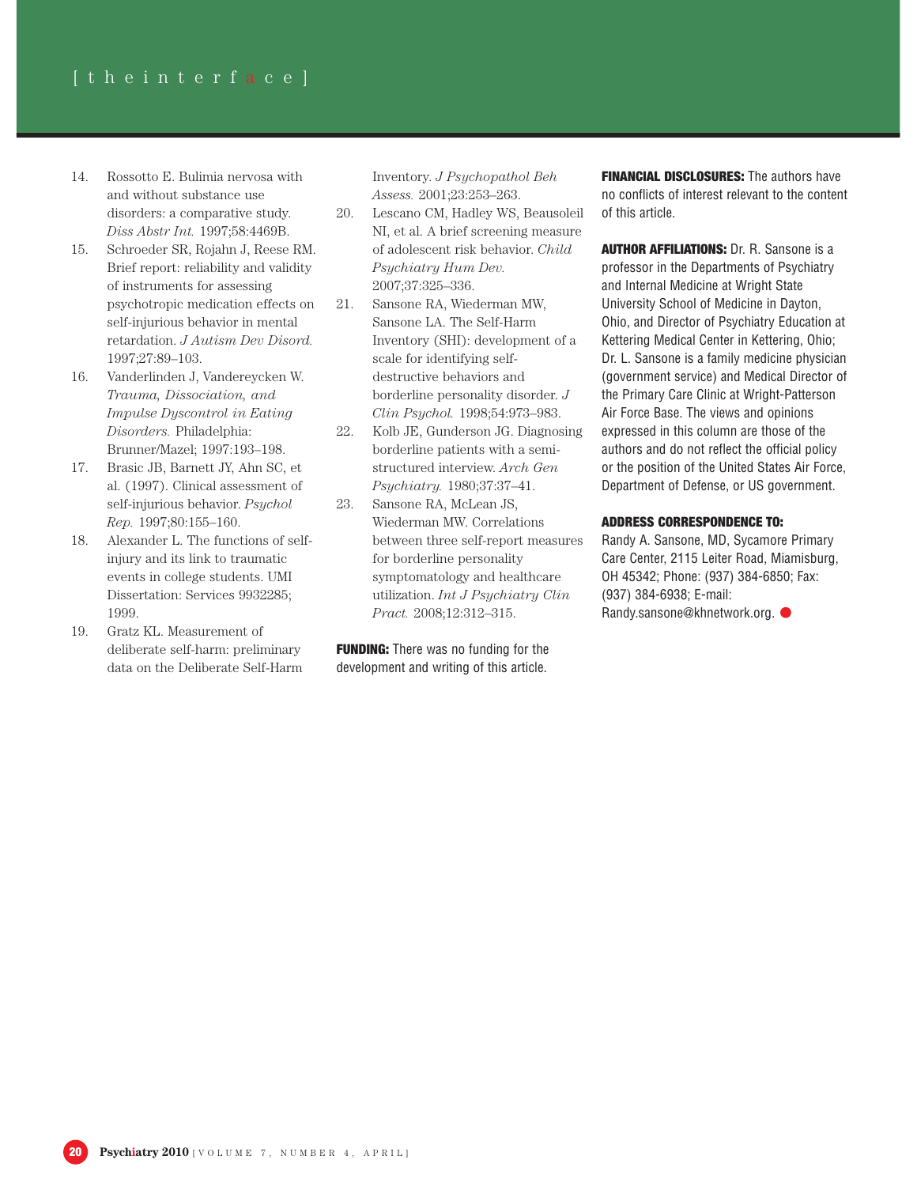14. Rossotto E. Bulimia nervosa with and without substance use disorders: a comparative study. *Diss Abstr Int.* 1997;58:4469B.
15. Schroeder SR, Rojahn J, Reese RM. Brief report: reliability and validity of instruments for assessing psychotropic medication effects on self-injurious behavior in mental retardation. *J Autism Dev Disord.* 1997;27:89–103.
16. Vanderlinden J, Vandereycken W. *Trauma, Dissociation, and Impulse Dyscontrol in Eating Disorders.* Philadelphia: Brunner/Mazel; 1997:193–198.
17. Brasic JB, Barnett JY, Ahn SC, et al. (1997). Clinical assessment of self-injurious behavior. *Psychol Rep.* 1997;80:155–160.
18. Alexander L. The functions of self-injury and its link to traumatic events in college students. UMI Dissertation: Services 9932285; 1999.
19. Gratz KL. Measurement of deliberate self-harm: preliminary data on the Deliberate Self-Harm Inventory. *J Psychopathol Beh Assess.* 2001;23:253–263.
20. Lescano CM, Hadley WS, Beausoleil NI, et al. A brief screening measure of adolescent risk behavior. *Child Psychiatry Hum Dev.* 2007;37:325–336.
21. Sansone RA, Wiederman MW, Sansone LA. The Self-Harm Inventory (SHI): development of a scale for identifying self-destructive behaviors and borderline personality disorder. *J Clin Psychol.* 1998;54:973–983.
22. Kolb JE, Gunderson JG. Diagnosing borderline patients with a semi-structured interview. *Arch Gen Psychiatry.* 1980;37:37–41.
23. Sansone RA, McLean JS, Wiederman MW. Correlations between three self-report measures for borderline personality symptomatology and healthcare utilization. *Int J Psychiatry Clin Pract.* 2008;12:312–315.

**FUNDING:** There was no funding for the development and writing of this article.

**FINANCIAL DISCLOSURES:** The authors have no conflicts of interest relevant to the content of this article.

**AUTHOR AFFILIATIONS:** Dr. R. Sansone is a professor in the Departments of Psychiatry and Internal Medicine at Wright State University School of Medicine in Dayton, Ohio, and Director of Psychiatry Education at Kettering Medical Center in Kettering, Ohio; Dr. L. Sansone is a family medicine physician (government service) and Medical Director of the Primary Care Clinic at Wright-Patterson Air Force Base. The views and opinions expressed in this column are those of the authors and do not reflect the official policy or the position of the United States Air Force, Department of Defense, or US government.

**ADDRESS CORRESPONDENCE TO:**
Randy A. Sansone, MD, Sycamore Primary Care Center, 2115 Leiter Road, Miamisburg, OH 45342; Phone: (937) 384-6850; Fax: (937) 384-6938; E-mail: Randy.sansone@khnetwork.org.